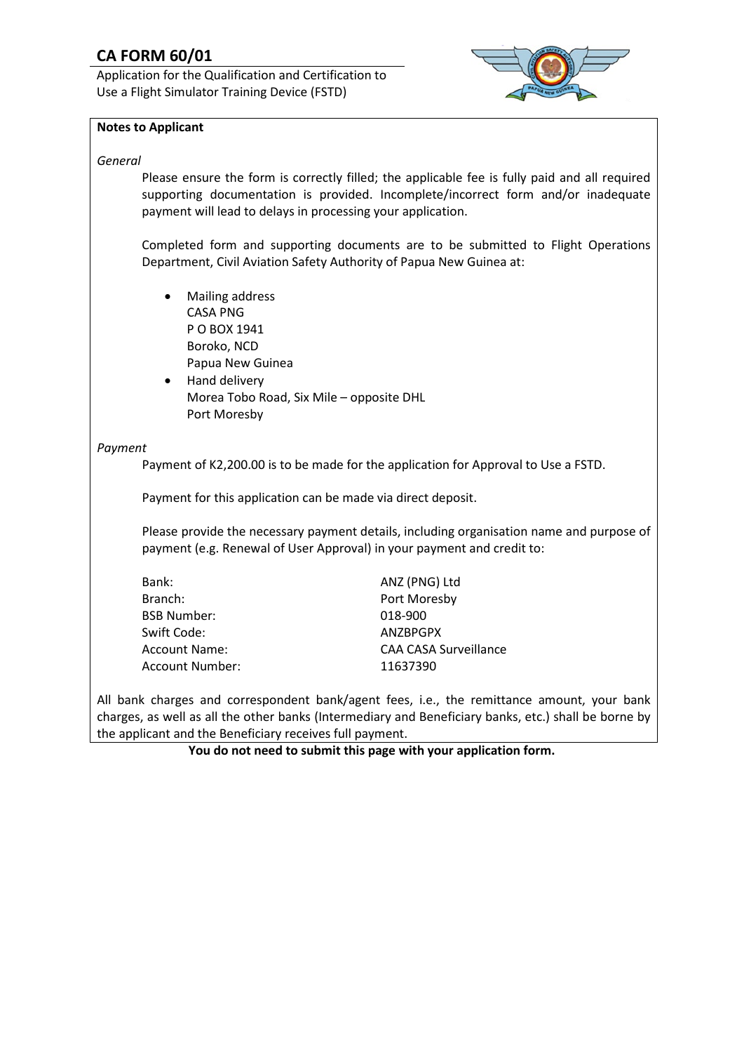# CA FORM 60/01

Application for the Qualification and Certification to Use a Flight Simulator Training Device (FSTD)

**Notes to Applicant**

*General*

Please ensure the form is correctly filled; the applicable fee is fully paid and all required supporting documentation is provided. Incomplete/incorrect form and/or inadequate payment will lead to delays in processing your application.

Completed form and supporting documents are to be submitted to Flight Operations Department, Civil Aviation Safety Authority of Papua New Guinea at:

- Mailing address
  CASA PNG
  P O BOX 1941
  Boroko, NCD
  Papua New Guinea
- Hand delivery
  Morea Tobo Road, Six Mile – opposite DHL
  Port Moresby

*Payment*

Payment of K2,200.00 is to be made for the application for Approval to Use a FSTD.

Payment for this application can be made via direct deposit.

Please provide the necessary payment details, including organisation name and purpose of payment (e.g. Renewal of User Approval) in your payment and credit to:

| | |
|---|---|
| Bank: | ANZ (PNG) Ltd |
| Branch: | Port Moresby |
| BSB Number: | 018-900 |
| Swift Code: | ANZBPGPX |
| Account Name: | CAA CASA Surveillance |
| Account Number: | 11637390 |

All bank charges and correspondent bank/agent fees, i.e., the remittance amount, your bank charges, as well as all the other banks (Intermediary and Beneficiary banks, etc.) shall be borne by the applicant and the Beneficiary receives full payment.

**You do not need to submit this page with your application form.**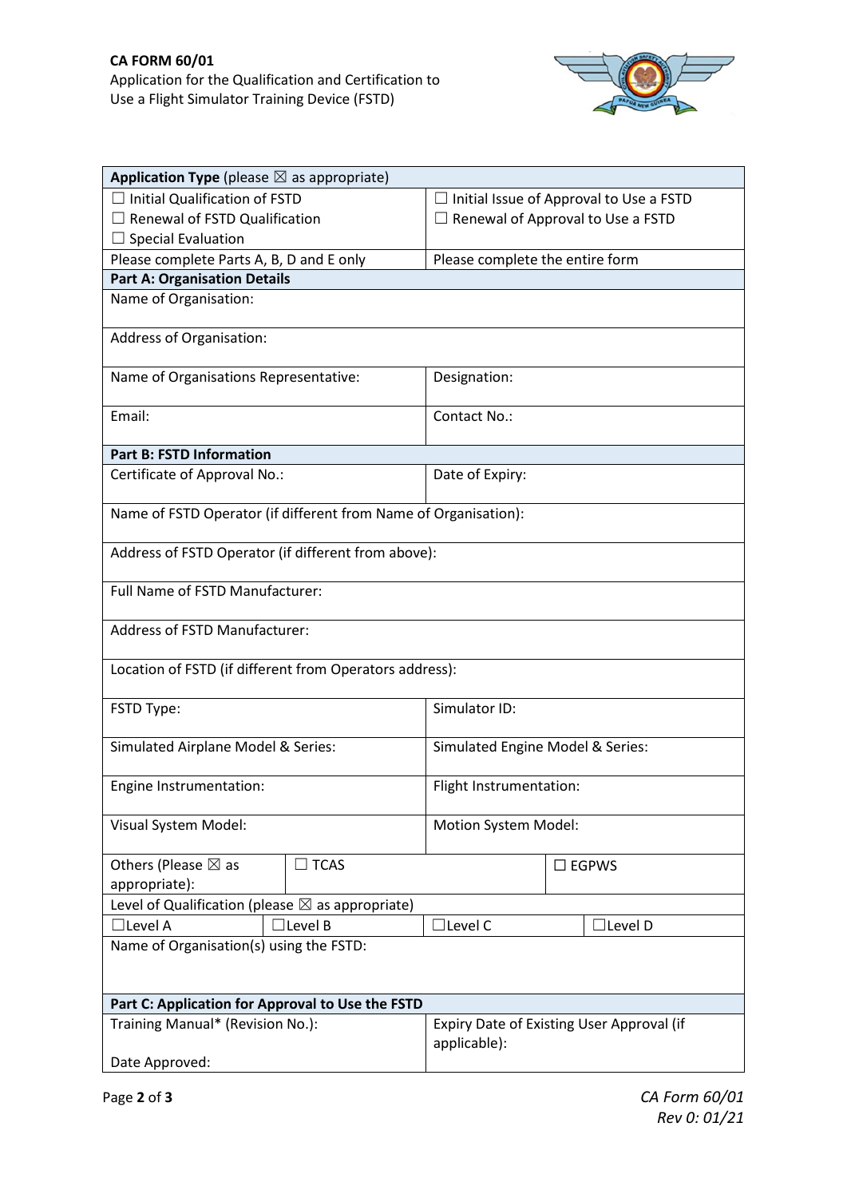**CA FORM 60/01**
Application for the Qualification and Certification to Use a Flight Simulator Training Device (FSTD)

| **Application Type** (please ☒ as appropriate) | |
|---|---|
| ☐ Initial Qualification of FSTD<br>☐ Renewal of FSTD Qualification<br>☐ Special Evaluation | ☐ Initial Issue of Approval to Use a FSTD<br>☐ Renewal of Approval to Use a FSTD |
| Please complete Parts A, B, D and E only | Please complete the entire form |
| **Part A: Organisation Details** | |
| Name of Organisation: | |
| Address of Organisation: | |
| Name of Organisations Representative: | Designation: |
| Email: | Contact No.: |
| **Part B: FSTD Information** | |
| Certificate of Approval No.: | Date of Expiry: |
| Name of FSTD Operator (if different from Name of Organisation): | |
| Address of FSTD Operator (if different from above): | |
| Full Name of FSTD Manufacturer: | |
| Address of FSTD Manufacturer: | |
| Location of FSTD (if different from Operators address): | |
| FSTD Type: | Simulator ID: |
| Simulated Airplane Model & Series: | Simulated Engine Model & Series: |
| Engine Instrumentation: | Flight Instrumentation: |
| Visual System Model: | Motion System Model: |
| Others (Please ☒ as appropriate): ☐ TCAS | ☐ EGPWS |
| Level of Qualification (please ☒ as appropriate) | |
| ☐Level A ☐Level B | ☐Level C ☐Level D |
| Name of Organisation(s) using the FSTD: | |
| **Part C: Application for Approval to Use the FSTD** | |
| Training Manual* (Revision No.):<br><br>Date Approved: | Expiry Date of Existing User Approval (if applicable): |

*CA Form 60/01*
*Rev 0: 01/21*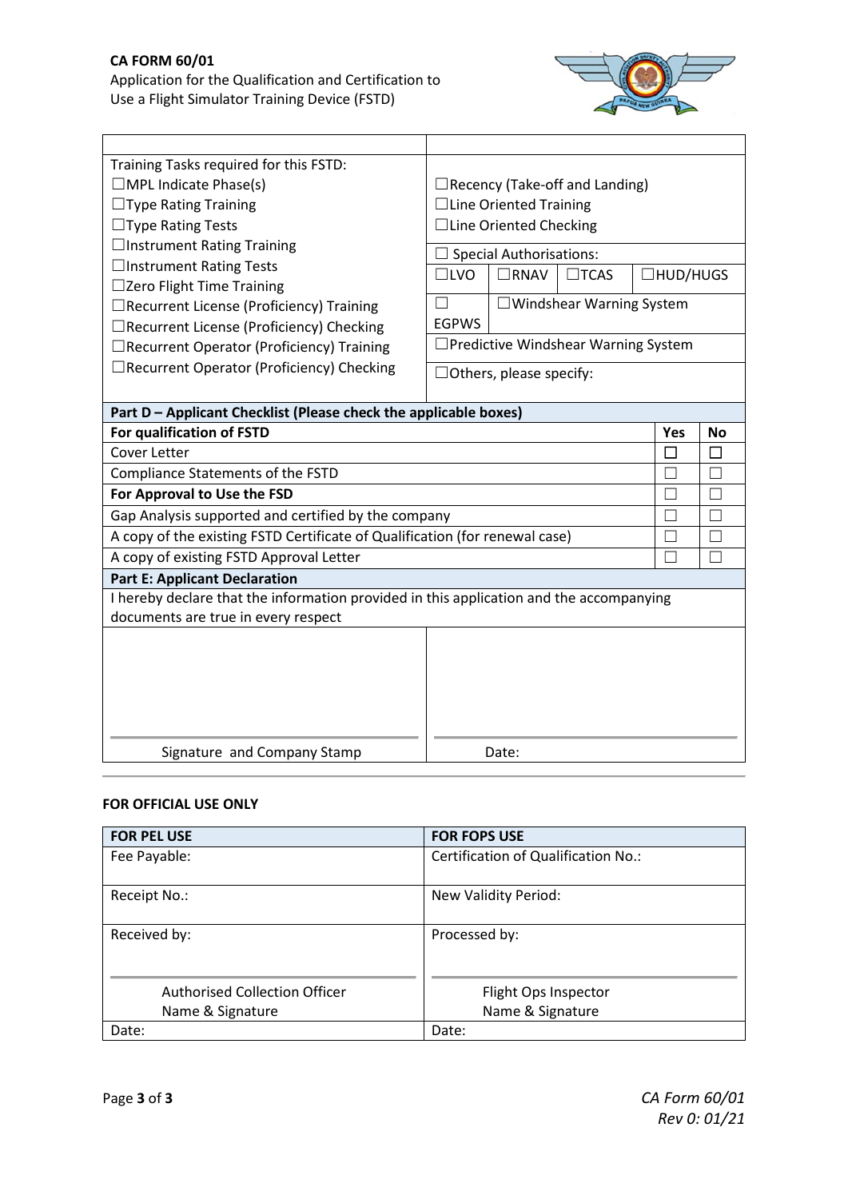**CA FORM 60/01**
Application for the Qualification and Certification to Use a Flight Simulator Training Device (FSTD)

| | |
|---|---|
| Training Tasks required for this FSTD:<br>☐MPL Indicate Phase(s)<br>☐Type Rating Training<br>☐Type Rating Tests<br>☐Instrument Rating Training<br>☐Instrument Rating Tests<br>☐Zero Flight Time Training<br>☐Recurrent License (Proficiency) Training<br>☐Recurrent License (Proficiency) Checking<br>☐Recurrent Operator (Proficiency) Training<br>☐Recurrent Operator (Proficiency) Checking | ☐Recency (Take-off and Landing)<br>☐Line Oriented Training<br>☐Line Oriented Checking<br>☐ Special Authorisations:<br>☐LVO ☐RNAV ☐TCAS ☐HUD/HUGS<br>☐ EGPWS ☐Windshear Warning System<br>☐Predictive Windshear Warning System<br>☐Others, please specify: |

| Part D – Applicant Checklist (Please check the applicable boxes) | | |
|---|---|---|
| **For qualification of FSTD** | **Yes** | **No** |
| Cover Letter | ☐ | ☐ |
| Compliance Statements of the FSTD | ☐ | ☐ |
| **For Approval to Use the FSD** | ☐ | ☐ |
| Gap Analysis supported and certified by the company | ☐ | ☐ |
| A copy of the existing FSTD Certificate of Qualification (for renewal case) | ☐ | ☐ |
| A copy of existing FSTD Approval Letter | ☐ | ☐ |

**Part E: Applicant Declaration**

I hereby declare that the information provided in this application and the accompanying documents are true in every respect

| | |
|---|---|
| Signature and Company Stamp | Date: |

**FOR OFFICIAL USE ONLY**

| FOR PEL USE | FOR FOPS USE |
|---|---|
| Fee Payable: | Certification of Qualification No.: |
| Receipt No.: | New Validity Period: |
| Received by:<br><br>Authorised Collection Officer<br>Name & Signature | Processed by:<br><br>Flight Ops Inspector<br>Name & Signature |
| Date: | Date: |